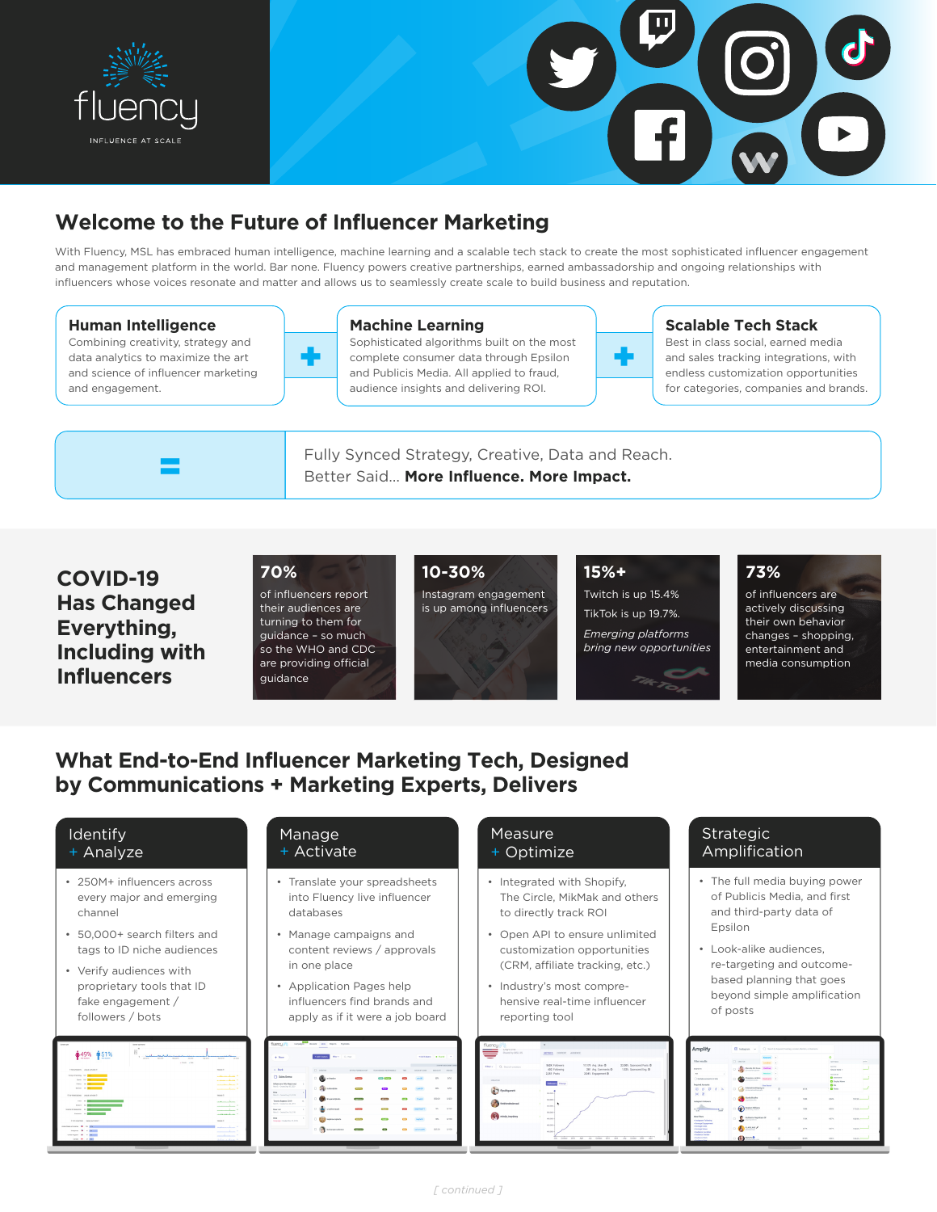fluency

INFLUENCE AT SCALE

# Welcome to the Future of Influencer Marketing

With Fluency, MSL has embraced human intelligence, machine learning and a scalable tech stack to create the most sophisticated influencer engagement and management platform in the world. Bar none. Fluency powers creative partnerships, earned ambassadorship and ongoing relationships with influencers whose voices resonate and matter and allows us to seamlessly create scale to build business and reputation.

### Human Intelligence

Combining creativity, strategy and data analytics to maximize the art and science of influencer marketing and engagement.

+

### Machine Learning

Sophisticated algorithms built on the most complete consumer data through Epsilon and Publicis Media. All applied to fraud, audience insights and delivering ROI.

+

### Scalable Tech Stack

Best in class social, earned media and sales tracking integrations, with endless customization opportunities for categories, companies and brands.

=

Fully Synced Strategy, Creative, Data and Reach.
Better Said... **More Influence. More Impact.**

## COVID-19 Has Changed Everything, Including with Influencers

**70%**
of influencers report their audiences are turning to them for guidance – so much so the WHO and CDC are providing official guidance

**10-30%**
Instagram engagement is up among influencers

**15%+**
Twitch is up 15.4%
TikTok is up 19.7%.
*Emerging platforms bring new opportunities*

**73%**
of influencers are actively discussing their own behavior changes – shopping, entertainment and media consumption

## What End-to-End Influencer Marketing Tech, Designed by Communications + Marketing Experts, Delivers

### Identify + Analyze

- 250M+ influencers across every major and emerging channel
- 50,000+ search filters and tags to ID niche audiences
- Verify audiences with proprietary tools that ID fake engagement / followers / bots

### Manage + Activate

- Translate your spreadsheets into Fluency live influencer databases
- Manage campaigns and content reviews / approvals in one place
- Application Pages help influencers find brands and apply as if it were a job board

### Measure + Optimize

- Integrated with Shopify, The Circle, MikMak and others to directly track ROI
- Open API to ensure unlimited customization opportunities (CRM, affiliate tracking, etc.)
- Industry's most comprehensive real-time influencer reporting tool

### Strategic Amplification

- The full media buying power of Publicis Media, and first and third-party data of Epsilon
- Look-alike audiences, re-targeting and outcome-based planning that goes beyond simple amplification of posts

[ continued ]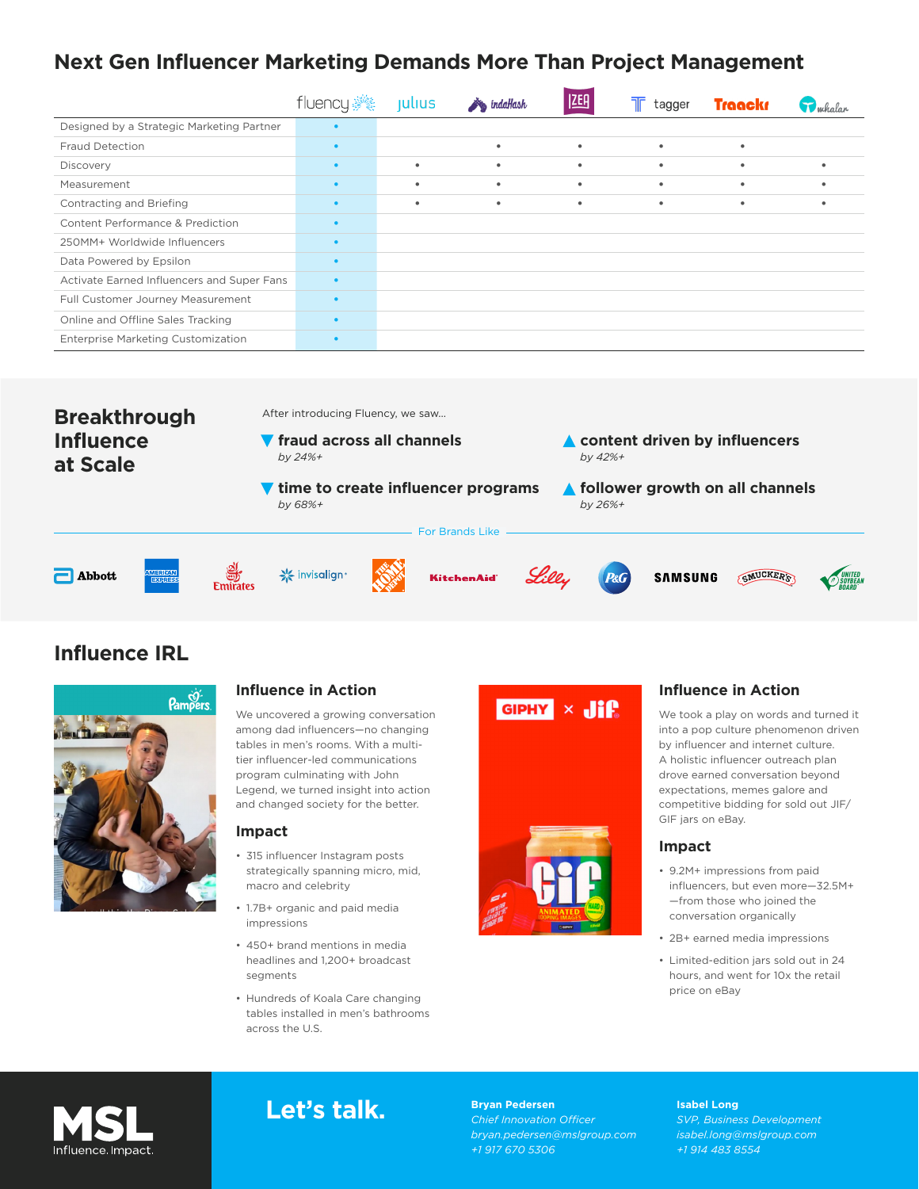## Next Gen Influencer Marketing Demands More Than Project Management

| | fluency | julius | indaHash | IZEA | tagger | Traackr | whalar |
|---|---|---|---|---|---|---|---|
| Designed by a Strategic Marketing Partner | • | | | | | | |
| Fraud Detection | • | | • | • | • | • | |
| Discovery | • | • | • | • | • | • | • |
| Measurement | • | • | • | • | • | • | • |
| Contracting and Briefing | • | • | • | • | • | • | • |
| Content Performance & Prediction | • | | | | | | |
| 250MM+ Worldwide Influencers | • | | | | | | |
| Data Powered by Epsilon | • | | | | | | |
| Activate Earned Influencers and Super Fans | • | | | | | | |
| Full Customer Journey Measurement | • | | | | | | |
| Online and Offline Sales Tracking | • | | | | | | |
| Enterprise Marketing Customization | • | | | | | | |

## Breakthrough Influence at Scale

After introducing Fluency, we saw...

▼ **fraud across all channels**
*by 24%+*

▲ **content driven by influencers**
*by 42%+*

▼ **time to create influencer programs**
*by 68%+*

▲ **follower growth on all channels**
*by 26%+*

For Brands Like

Abbott, American Express, Emirates, invisalign, The Home Depot, KitchenAid, Lilly, P&G, Samsung, Smucker's, United Soybean Board

## Influence IRL

### Influence in Action

We uncovered a growing conversation among dad influencers—no changing tables in men's rooms. With a multi-tier influencer-led communications program culminating with John Legend, we turned insight into action and changed society for the better.

### Impact

- 315 influencer Instagram posts strategically spanning micro, mid, macro and celebrity
- 1.7B+ organic and paid media impressions
- 450+ brand mentions in media headlines and 1,200+ broadcast segments
- Hundreds of Koala Care changing tables installed in men's bathrooms across the U.S.

### Influence in Action

We took a play on words and turned it into a pop culture phenomenon driven by influencer and internet culture. A holistic influencer outreach plan drove earned conversation beyond expectations, memes galore and competitive bidding for sold out JIF/GIF jars on eBay.

### Impact

- 9.2M+ impressions from paid influencers, but even more—32.5M+—from those who joined the conversation organically
- 2B+ earned media impressions
- Limited-edition jars sold out in 24 hours, and went for 10x the retail price on eBay

MSL Influence. Impact.

## Let's talk.

**Bryan Pedersen**
*Chief Innovation Officer*
*bryan.pedersen@mslgroup.com*
*+1 917 670 5306*

**Isabel Long**
*SVP, Business Development*
*isabel.long@mslgroup.com*
*+1 914 483 8554*